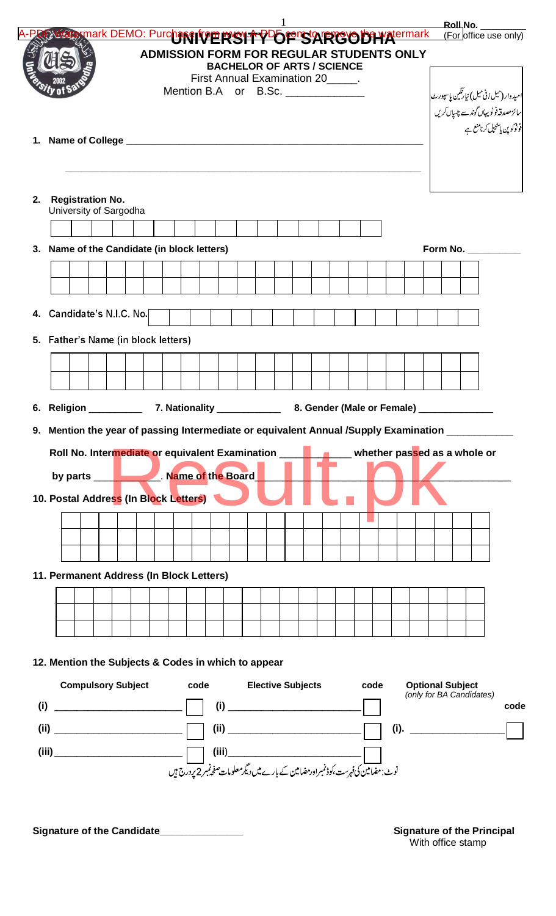Roll No. ________
(For office use only)

# UNIVERSITY OF SARGODHA

## ADMISSION FORM FOR REGULAR STUDENTS ONLY

### BACHELOR OF ARTS / SCIENCE

First Annual Examination 20_____.

Mention B.A or B.Sc. _____________

امیدوار (میل ان میل) نیا رنگین پاسپورٹ سائز مصدقہ فوٹو یہاں گوند سے چسپاں کریں فوٹو کو پن یا سٹیپل کرنا منع ہے

1. **Name of College** ________________________________________________

________________________________________________

2. **Registration No.**
University of Sargodha

| | | | | | | | | | | | | | | | | |
|---|---|---|---|---|---|---|---|---|---|---|---|---|---|---|---|---|

3. **Name of the Candidate (in block letters)** **Form No.** __________

4. Candidate's N.I.C. No.

5. Father's Name (in block letters)

6. **Religion** __________ 7. **Nationality** ____________ 8. **Gender (Male or Female)** _____________

9. **Mention the year of passing Intermediate or equivalent Annual /Supply Examination** ___________

**Roll No. Intermediate or equivalent Examination** ____________ **whether passed as a whole or by parts** ___________. **Name of the Board** ________________________________

10. **Postal Address (In Block Letters)**

11. **Permanent Address (In Block Letters)**

12. **Mention the Subjects & Codes in which to appear**

| Compulsory Subject | code | Elective Subjects | code | Optional Subject *(only for BA Candidates)* | code |
|---|---|---|---|---|---|
| (i) ____________ | | (i) ____________ | | | |
| (ii) ____________ | | (ii) ____________ | | (i). ____________ | |
| (iii) ____________ | | (iii) ____________ | | | |

نوٹ: مضامین کی فہرست، کوڈ نمبر اور مضامین کے بارے میں دیگر معلومات صفحہ نمبر 2 پر درج ہیں

**Signature of the Candidate**______________

**Signature of the Principal**
With office stamp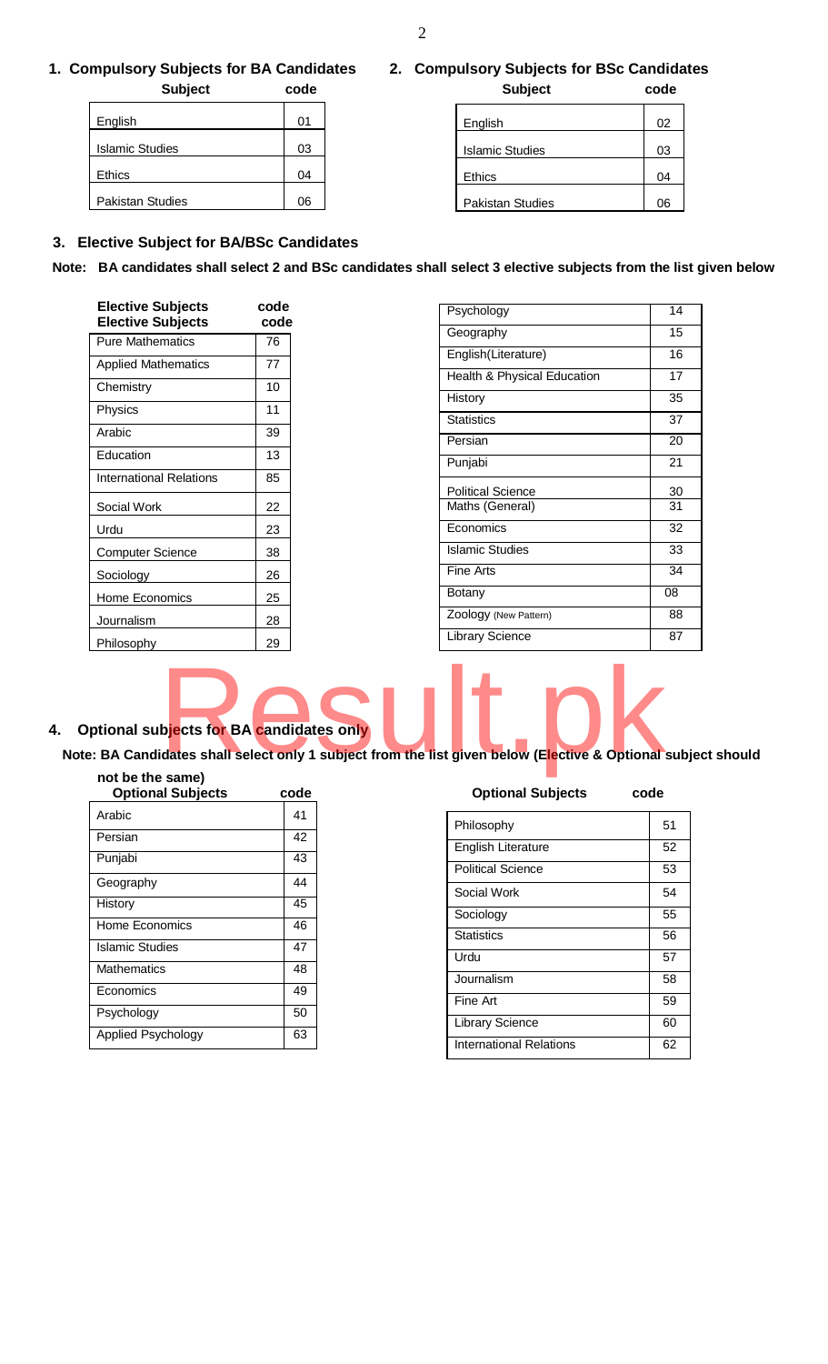## 1. Compulsory Subjects for BA Candidates

| Subject | code |
|---|---|
| English | 01 |
| Islamic Studies | 03 |
| Ethics | 04 |
| Pakistan Studies | 06 |

## 2. Compulsory Subjects for BSc Candidates

| Subject | code |
|---|---|
| English | 02 |
| Islamic Studies | 03 |
| Ethics | 04 |
| Pakistan Studies | 06 |

## 3. Elective Subject for BA/BSc Candidates

**Note: BA candidates shall select 2 and BSc candidates shall select 3 elective subjects from the list given below**

| Elective Subjects | code |
|---|---|
| Pure Mathematics | 76 |
| Applied Mathematics | 77 |
| Chemistry | 10 |
| Physics | 11 |
| Arabic | 39 |
| Education | 13 |
| International Relations | 85 |
| Social Work | 22 |
| Urdu | 23 |
| Computer Science | 38 |
| Sociology | 26 |
| Home Economics | 25 |
| Journalism | 28 |
| Philosophy | 29 |
| Psychology | 14 |
| Geography | 15 |
| English(Literature) | 16 |
| Health & Physical Education | 17 |
| History | 35 |
| Statistics | 37 |
| Persian | 20 |
| Punjabi | 21 |
| Political Science | 30 |
| Maths (General) | 31 |
| Economics | 32 |
| Islamic Studies | 33 |
| Fine Arts | 34 |
| Botany | 08 |
| Zoology (New Pattern) | 88 |
| Library Science | 87 |

## 4. Optional subjects for BA candidates only

**Note: BA Candidates shall select only 1 subject from the list given below (Elective & Optional subject should not be the same)**

| Optional Subjects | code |
|---|---|
| Arabic | 41 |
| Persian | 42 |
| Punjabi | 43 |
| Geography | 44 |
| History | 45 |
| Home Economics | 46 |
| Islamic Studies | 47 |
| Mathematics | 48 |
| Economics | 49 |
| Psychology | 50 |
| Applied Psychology | 63 |
| Philosophy | 51 |
| English Literature | 52 |
| Political Science | 53 |
| Social Work | 54 |
| Sociology | 55 |
| Statistics | 56 |
| Urdu | 57 |
| Journalism | 58 |
| Fine Art | 59 |
| Library Science | 60 |
| International Relations | 62 |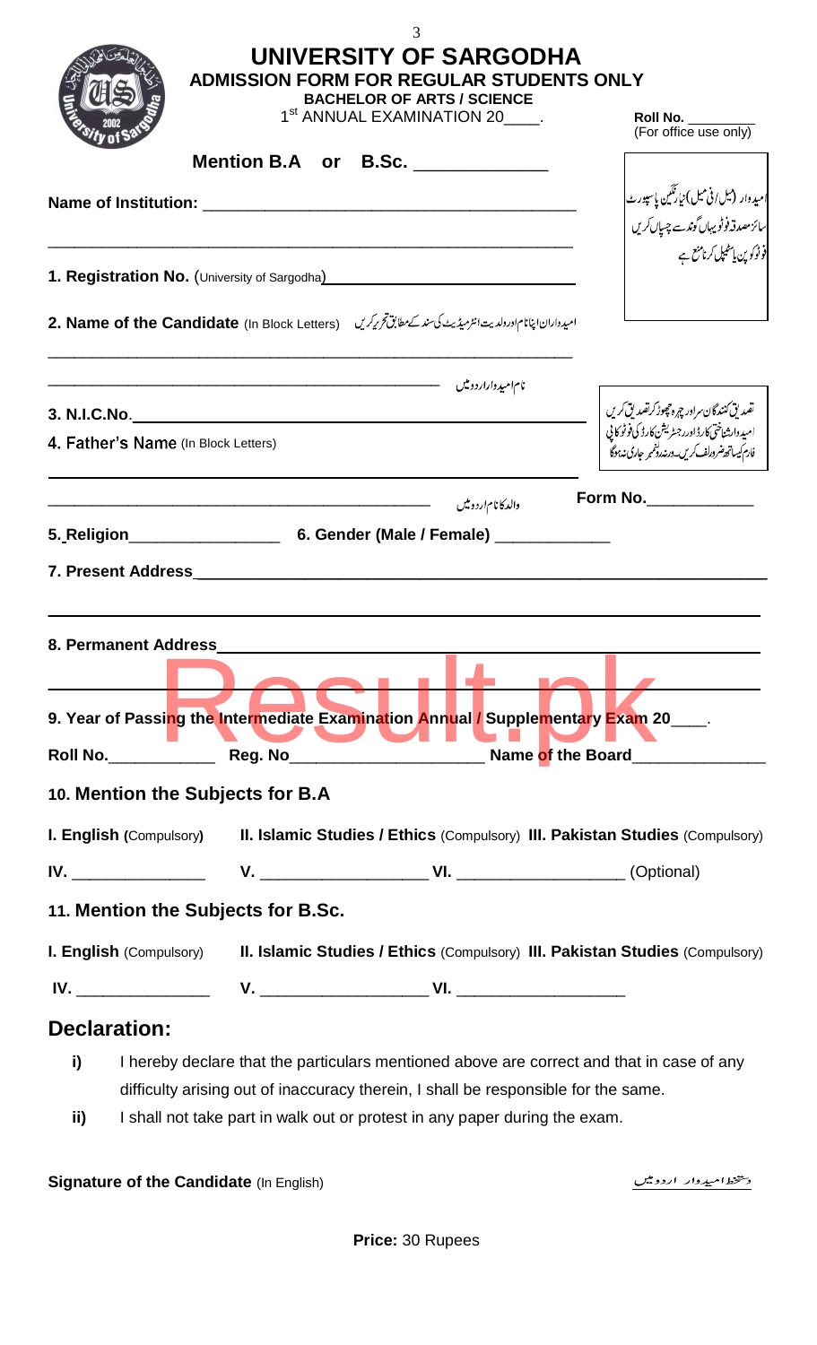# UNIVERSITY OF SARGODHA

## ADMISSION FORM FOR REGULAR STUDENTS ONLY

### BACHELOR OF ARTS / SCIENCE

1st ANNUAL EXAMINATION 20____.

**Roll No.** ________
(For office use only)

**Mention B.A or B.Sc.** ____________

امیدوار (میل/فی میل) نیا رنگین پاسپورٹ سائز مصدقہ فوٹو یہاں گوندسے چسپاں کریں فوٹو کو پن یا سٹیپل کرنا منع ہے

**Name of Institution:** ________________________________________

________________________________________

**1. Registration No.** (University of Sargodha) ______________________

**2. Name of the Candidate** (In Block Letters) امیدواران اپنا نام اور ولدیت انٹرمیڈیٹ کی سند کے مطابق تحریر کریں

________________________________________

________________________________________ نام امیدوار اردو میں

**3. N.I.C.No.** ________________________________________

**4. Father's Name** (In Block Letters)

تصدیق کنندگان سر اور چہرہ چھوڑ کر تصدیق کریں امیدوار شناختی کارڈ اور رجسٹریشن کارڈ کی فوٹو کاپی فارم کیساتھ ضرور لف کریں۔ ورنہ رولنمبر جاری نہ ہوگا

________________________________________

________________________________________ والد کا نام اردو میں

**Form No.** ____________

**5. Religion** ________________ **6. Gender (Male / Female)** ____________

**7. Present Address** ________________________________________

________________________________________

**8. Permanent Address** ________________________________________

________________________________________

**9. Year of Passing the Intermediate Examination Annual / Supplementary Exam 20____.**

**Roll No.** ___________ **Reg. No** ____________________ **Name of the Board** ______________

**10. Mention the Subjects for B.A**

**I. English** (Compulsory) **II. Islamic Studies / Ethics** (Compulsory) **III. Pakistan Studies** (Compulsory)

**IV.** ______________ **V.** __________________ **VI.** __________________ (Optional)

**11. Mention the Subjects for B.Sc.**

**I. English** (Compulsory) **II. Islamic Studies / Ethics** (Compulsory) **III. Pakistan Studies** (Compulsory)

**IV.** ______________ **V.** __________________ **VI.** __________________

## Declaration:

i) I hereby declare that the particulars mentioned above are correct and that in case of any difficulty arising out of inaccuracy therein, I shall be responsible for the same.

ii) I shall not take part in walk out or protest in any paper during the exam.

**Signature of the Candidate** (In English)

دستخط امیدوار اردو میں

**Price:** 30 Rupees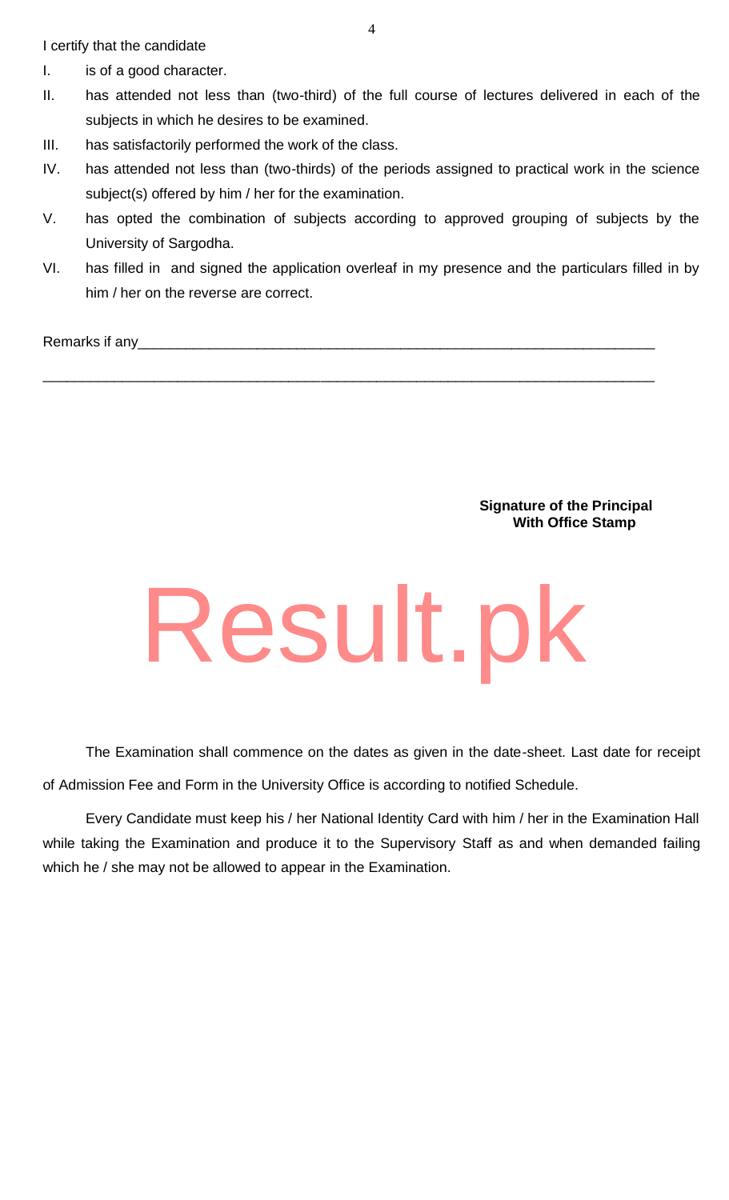I certify that the candidate

I. is of a good character.

II. has attended not less than (two-third) of the full course of lectures delivered in each of the subjects in which he desires to be examined.

III. has satisfactorily performed the work of the class.

IV. has attended not less than (two-thirds) of the periods assigned to practical work in the science subject(s) offered by him / her for the examination.

V. has opted the combination of subjects according to approved grouping of subjects by the University of Sargodha.

VI. has filled in and signed the application overleaf in my presence and the particulars filled in by him / her on the reverse are correct.

Remarks if any_________________________________________________________________

_______________________________________________________________________

**Signature of the Principal**
**With Office Stamp**

Result.pk

The Examination shall commence on the dates as given in the date-sheet. Last date for receipt of Admission Fee and Form in the University Office is according to notified Schedule.

Every Candidate must keep his / her National Identity Card with him / her in the Examination Hall while taking the Examination and produce it to the Supervisory Staff as and when demanded failing which he / she may not be allowed to appear in the Examination.